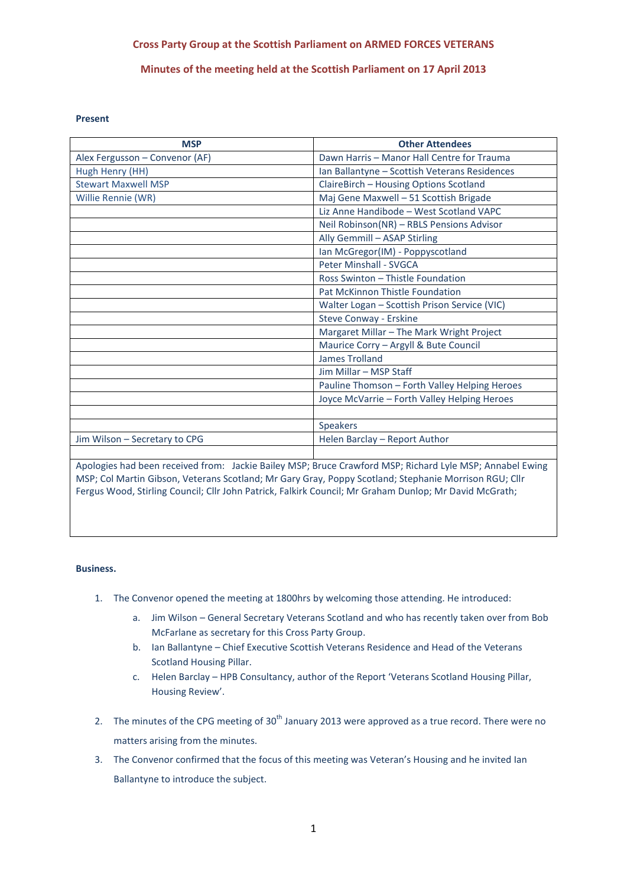# Cross Party Group at the Scottish Parliament on ARMED FORCES VETERANS

## Minutes of the meeting held at the Scottish Parliament on 17 April 2013

**Present**

| MSP | Other Attendees |
|---|---|
| Alex Fergusson – Convenor (AF) | Dawn Harris – Manor Hall Centre for Trauma |
| Hugh Henry (HH) | Ian Ballantyne – Scottish Veterans Residences |
| Stewart Maxwell MSP | ClaireBirch – Housing Options Scotland |
| Willie Rennie (WR) | Maj Gene Maxwell – 51 Scottish Brigade |
| | Liz Anne Handibode – West Scotland VAPC |
| | Neil Robinson(NR) – RBLS Pensions Advisor |
| | Ally Gemmill – ASAP Stirling |
| | Ian McGregor(IM) - Poppyscotland |
| | Peter Minshall - SVGCA |
| | Ross Swinton – Thistle Foundation |
| | Pat McKinnon Thistle Foundation |
| | Walter Logan – Scottish Prison Service (VIC) |
| | Steve Conway - Erskine |
| | Margaret Millar – The Mark Wright Project |
| | Maurice Corry – Argyll & Bute Council |
| | James Trolland |
| | Jim Millar – MSP Staff |
| | Pauline Thomson – Forth Valley Helping Heroes |
| | Joyce McVarrie – Forth Valley Helping Heroes |
| | |
| | Speakers |
| Jim Wilson – Secretary to CPG | Helen Barclay – Report Author |
| | |

Apologies had been received from: Jackie Bailey MSP; Bruce Crawford MSP; Richard Lyle MSP; Annabel Ewing MSP; Col Martin Gibson, Veterans Scotland; Mr Gary Gray, Poppy Scotland; Stephanie Morrison RGU; Cllr Fergus Wood, Stirling Council; Cllr John Patrick, Falkirk Council; Mr Graham Dunlop; Mr David McGrath;

**Business.**

1. The Convenor opened the meeting at 1800hrs by welcoming those attending. He introduced:
   a. Jim Wilson – General Secretary Veterans Scotland and who has recently taken over from Bob McFarlane as secretary for this Cross Party Group.
   b. Ian Ballantyne – Chief Executive Scottish Veterans Residence and Head of the Veterans Scotland Housing Pillar.
   c. Helen Barclay – HPB Consultancy, author of the Report 'Veterans Scotland Housing Pillar, Housing Review'.
2. The minutes of the CPG meeting of 30th January 2013 were approved as a true record. There were no matters arising from the minutes.
3. The Convenor confirmed that the focus of this meeting was Veteran's Housing and he invited Ian Ballantyne to introduce the subject.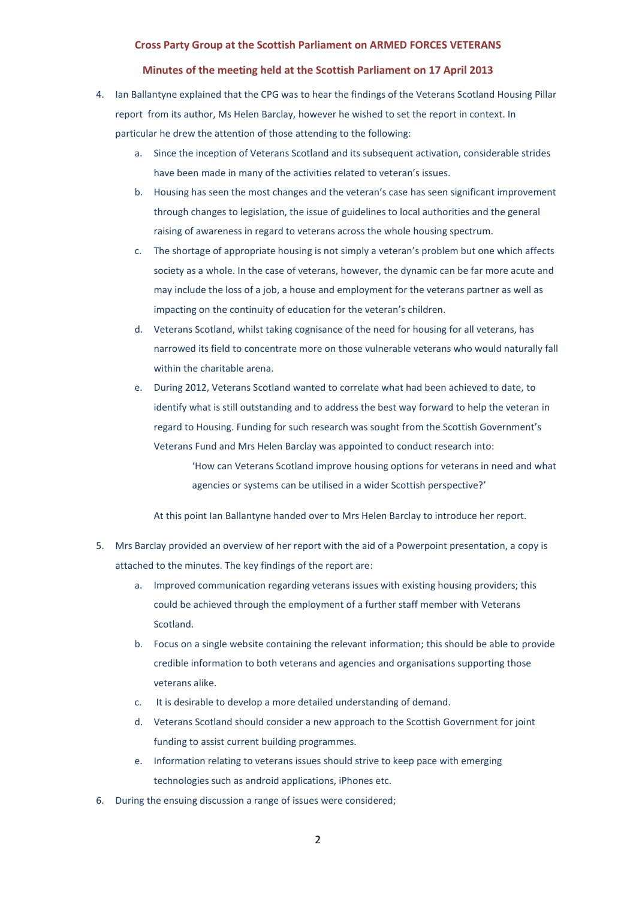**Cross Party Group at the Scottish Parliament on ARMED FORCES VETERANS**

**Minutes of the meeting held at the Scottish Parliament on 17 April 2013**

4. Ian Ballantyne explained that the CPG was to hear the findings of the Veterans Scotland Housing Pillar report from its author, Ms Helen Barclay, however he wished to set the report in context. In particular he drew the attention of those attending to the following:

   a. Since the inception of Veterans Scotland and its subsequent activation, considerable strides have been made in many of the activities related to veteran's issues.

   b. Housing has seen the most changes and the veteran's case has seen significant improvement through changes to legislation, the issue of guidelines to local authorities and the general raising of awareness in regard to veterans across the whole housing spectrum.

   c. The shortage of appropriate housing is not simply a veteran's problem but one which affects society as a whole. In the case of veterans, however, the dynamic can be far more acute and may include the loss of a job, a house and employment for the veterans partner as well as impacting on the continuity of education for the veteran's children.

   d. Veterans Scotland, whilst taking cognisance of the need for housing for all veterans, has narrowed its field to concentrate more on those vulnerable veterans who would naturally fall within the charitable arena.

   e. During 2012, Veterans Scotland wanted to correlate what had been achieved to date, to identify what is still outstanding and to address the best way forward to help the veteran in regard to Housing. Funding for such research was sought from the Scottish Government's Veterans Fund and Mrs Helen Barclay was appointed to conduct research into:

      'How can Veterans Scotland improve housing options for veterans in need and what agencies or systems can be utilised in a wider Scottish perspective?'

   At this point Ian Ballantyne handed over to Mrs Helen Barclay to introduce her report.

5. Mrs Barclay provided an overview of her report with the aid of a Powerpoint presentation, a copy is attached to the minutes. The key findings of the report are:

   a. Improved communication regarding veterans issues with existing housing providers; this could be achieved through the employment of a further staff member with Veterans Scotland.

   b. Focus on a single website containing the relevant information; this should be able to provide credible information to both veterans and agencies and organisations supporting those veterans alike.

   c. It is desirable to develop a more detailed understanding of demand.

   d. Veterans Scotland should consider a new approach to the Scottish Government for joint funding to assist current building programmes.

   e. Information relating to veterans issues should strive to keep pace with emerging technologies such as android applications, iPhones etc.

6. During the ensuing discussion a range of issues were considered;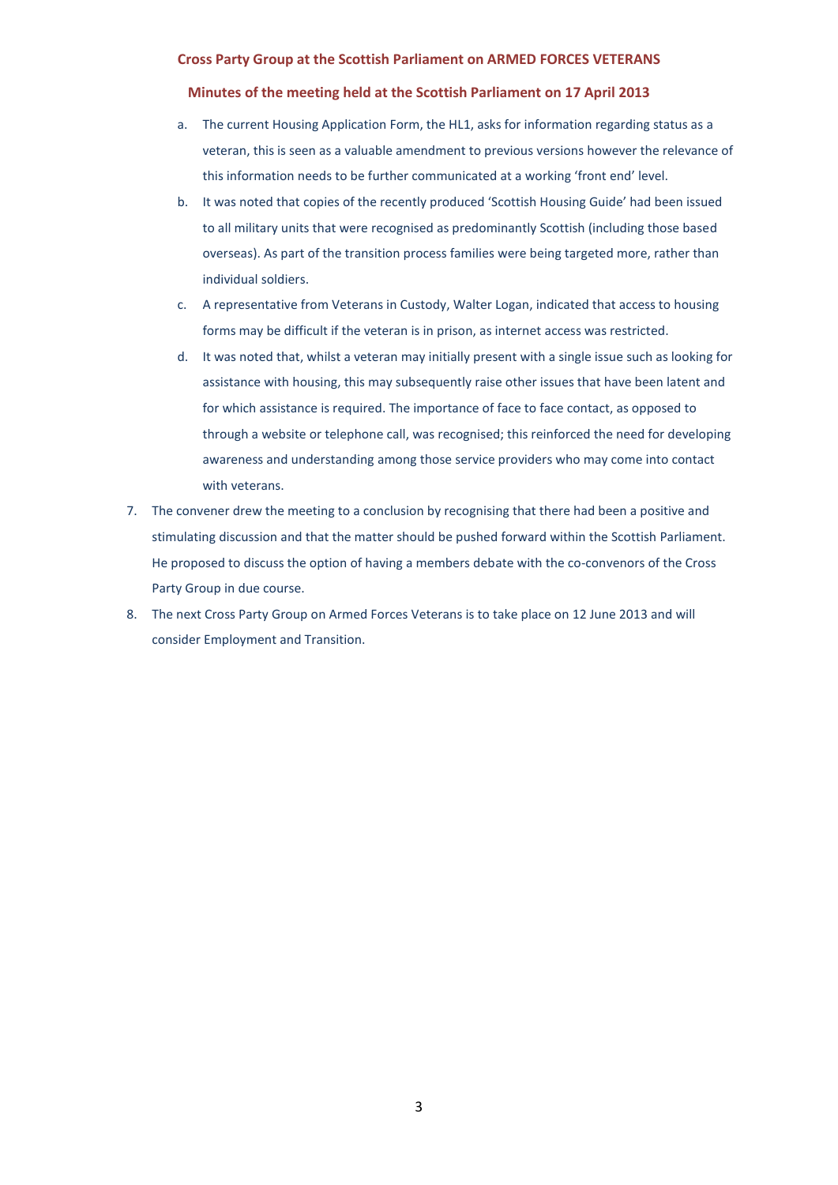**Cross Party Group at the Scottish Parliament on ARMED FORCES VETERANS**

**Minutes of the meeting held at the Scottish Parliament on 17 April 2013**

a. The current Housing Application Form, the HL1, asks for information regarding status as a veteran, this is seen as a valuable amendment to previous versions however the relevance of this information needs to be further communicated at a working 'front end' level.

b. It was noted that copies of the recently produced 'Scottish Housing Guide' had been issued to all military units that were recognised as predominantly Scottish (including those based overseas). As part of the transition process families were being targeted more, rather than individual soldiers.

c. A representative from Veterans in Custody, Walter Logan, indicated that access to housing forms may be difficult if the veteran is in prison, as internet access was restricted.

d. It was noted that, whilst a veteran may initially present with a single issue such as looking for assistance with housing, this may subsequently raise other issues that have been latent and for which assistance is required. The importance of face to face contact, as opposed to through a website or telephone call, was recognised; this reinforced the need for developing awareness and understanding among those service providers who may come into contact with veterans.

7. The convener drew the meeting to a conclusion by recognising that there had been a positive and stimulating discussion and that the matter should be pushed forward within the Scottish Parliament. He proposed to discuss the option of having a members debate with the co-convenors of the Cross Party Group in due course.

8. The next Cross Party Group on Armed Forces Veterans is to take place on 12 June 2013 and will consider Employment and Transition.